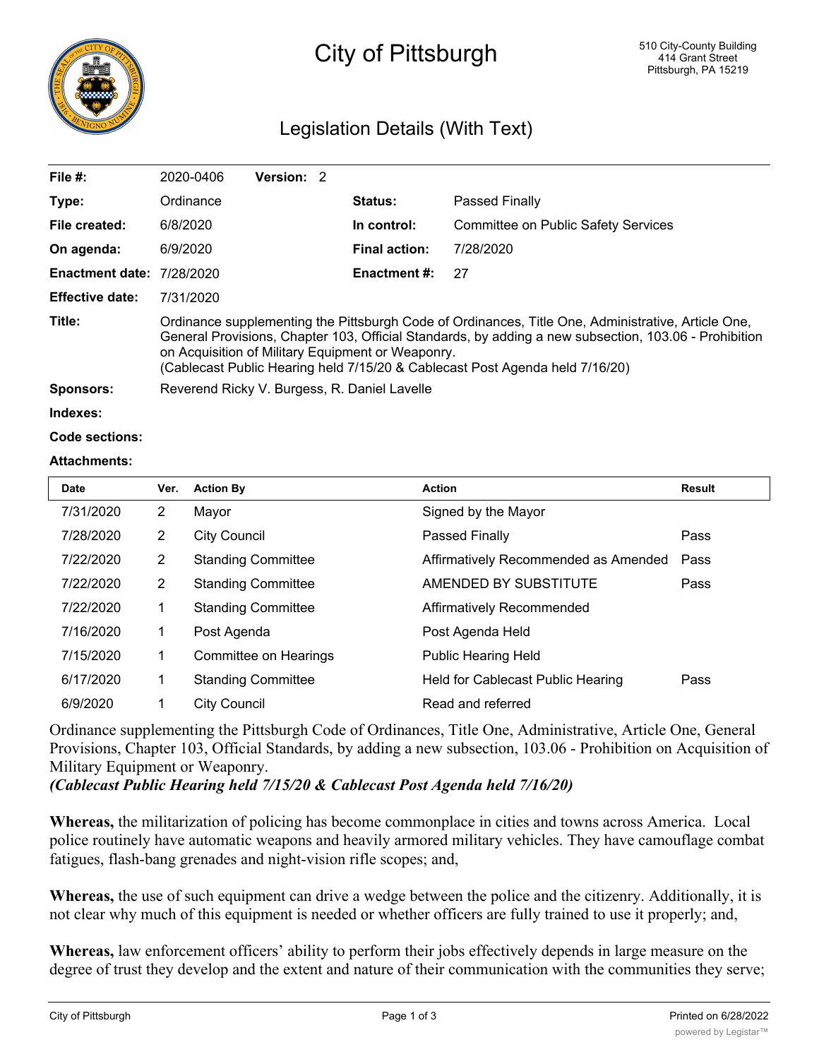# City of Pittsburgh

510 City-County Building
414 Grant Street
Pittsburgh, PA 15219

## Legislation Details (With Text)

| | | | |
|---|---|---|---|
| **File #:** | 2020-0406 **Version:** 2 | | |
| **Type:** | Ordinance | **Status:** | Passed Finally |
| **File created:** | 6/8/2020 | **In control:** | Committee on Public Safety Services |
| **On agenda:** | 6/9/2020 | **Final action:** | 7/28/2020 |
| **Enactment date:** | 7/28/2020 | **Enactment #:** | 27 |
| **Effective date:** | 7/31/2020 | | |

**Title:** Ordinance supplementing the Pittsburgh Code of Ordinances, Title One, Administrative, Article One, General Provisions, Chapter 103, Official Standards, by adding a new subsection, 103.06 - Prohibition on Acquisition of Military Equipment or Weaponry.
(Cablecast Public Hearing held 7/15/20 & Cablecast Post Agenda held 7/16/20)

**Sponsors:** Reverend Ricky V. Burgess, R. Daniel Lavelle

**Indexes:**

**Code sections:**

**Attachments:**

| Date | Ver. | Action By | Action | Result |
|---|---|---|---|---|
| 7/31/2020 | 2 | Mayor | Signed by the Mayor | |
| 7/28/2020 | 2 | City Council | Passed Finally | Pass |
| 7/22/2020 | 2 | Standing Committee | Affirmatively Recommended as Amended | Pass |
| 7/22/2020 | 2 | Standing Committee | AMENDED BY SUBSTITUTE | Pass |
| 7/22/2020 | 1 | Standing Committee | Affirmatively Recommended | |
| 7/16/2020 | 1 | Post Agenda | Post Agenda Held | |
| 7/15/2020 | 1 | Committee on Hearings | Public Hearing Held | |
| 6/17/2020 | 1 | Standing Committee | Held for Cablecast Public Hearing | Pass |
| 6/9/2020 | 1 | City Council | Read and referred | |

Ordinance supplementing the Pittsburgh Code of Ordinances, Title One, Administrative, Article One, General Provisions, Chapter 103, Official Standards, by adding a new subsection, 103.06 - Prohibition on Acquisition of Military Equipment or Weaponry.
***(Cablecast Public Hearing held 7/15/20 & Cablecast Post Agenda held 7/16/20)***

**Whereas,** the militarization of policing has become commonplace in cities and towns across America. Local police routinely have automatic weapons and heavily armored military vehicles. They have camouflage combat fatigues, flash-bang grenades and night-vision rifle scopes; and,

**Whereas,** the use of such equipment can drive a wedge between the police and the citizenry. Additionally, it is not clear why much of this equipment is needed or whether officers are fully trained to use it properly; and,

**Whereas,** law enforcement officers' ability to perform their jobs effectively depends in large measure on the degree of trust they develop and the extent and nature of their communication with the communities they serve;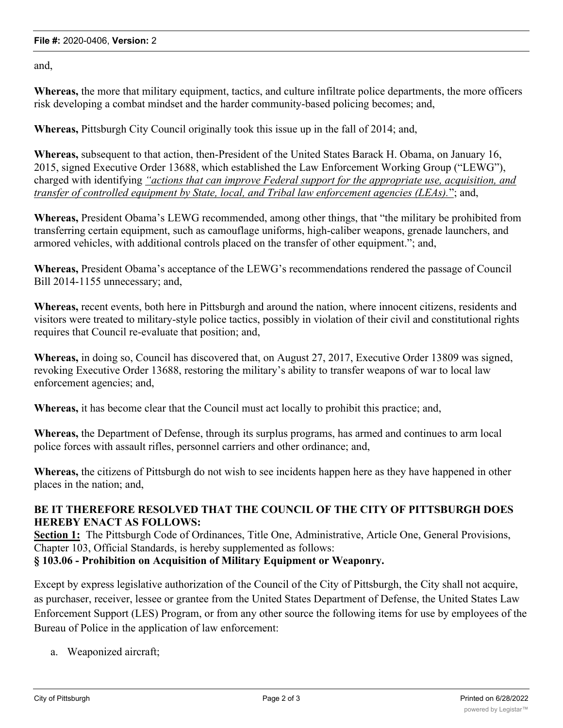and,

**Whereas,** the more that military equipment, tactics, and culture infiltrate police departments, the more officers risk developing a combat mindset and the harder community-based policing becomes; and,

**Whereas,** Pittsburgh City Council originally took this issue up in the fall of 2014; and,

**Whereas,** subsequent to that action, then-President of the United States Barack H. Obama, on January 16, 2015, signed Executive Order 13688, which established the Law Enforcement Working Group ("LEWG"), charged with identifying *"actions that can improve Federal support for the appropriate use, acquisition, and transfer of controlled equipment by State, local, and Tribal law enforcement agencies (LEAs)."*; and,

**Whereas,** President Obama's LEWG recommended, among other things, that "the military be prohibited from transferring certain equipment, such as camouflage uniforms, high-caliber weapons, grenade launchers, and armored vehicles, with additional controls placed on the transfer of other equipment."; and,

**Whereas,** President Obama's acceptance of the LEWG's recommendations rendered the passage of Council Bill 2014-1155 unnecessary; and,

**Whereas,** recent events, both here in Pittsburgh and around the nation, where innocent citizens, residents and visitors were treated to military-style police tactics, possibly in violation of their civil and constitutional rights requires that Council re-evaluate that position; and,

**Whereas,** in doing so, Council has discovered that, on August 27, 2017, Executive Order 13809 was signed, revoking Executive Order 13688, restoring the military's ability to transfer weapons of war to local law enforcement agencies; and,

**Whereas,** it has become clear that the Council must act locally to prohibit this practice; and,

**Whereas,** the Department of Defense, through its surplus programs, has armed and continues to arm local police forces with assault rifles, personnel carriers and other ordinance; and,

**Whereas,** the citizens of Pittsburgh do not wish to see incidents happen here as they have happened in other places in the nation; and,

**BE IT THEREFORE RESOLVED THAT THE COUNCIL OF THE CITY OF PITTSBURGH DOES HEREBY ENACT AS FOLLOWS:**

**Section 1:** The Pittsburgh Code of Ordinances, Title One, Administrative, Article One, General Provisions, Chapter 103, Official Standards, is hereby supplemented as follows:

**§ 103.06 - Prohibition on Acquisition of Military Equipment or Weaponry.**

Except by express legislative authorization of the Council of the City of Pittsburgh, the City shall not acquire, as purchaser, receiver, lessee or grantee from the United States Department of Defense, the United States Law Enforcement Support (LES) Program, or from any other source the following items for use by employees of the Bureau of Police in the application of law enforcement:

a. Weaponized aircraft;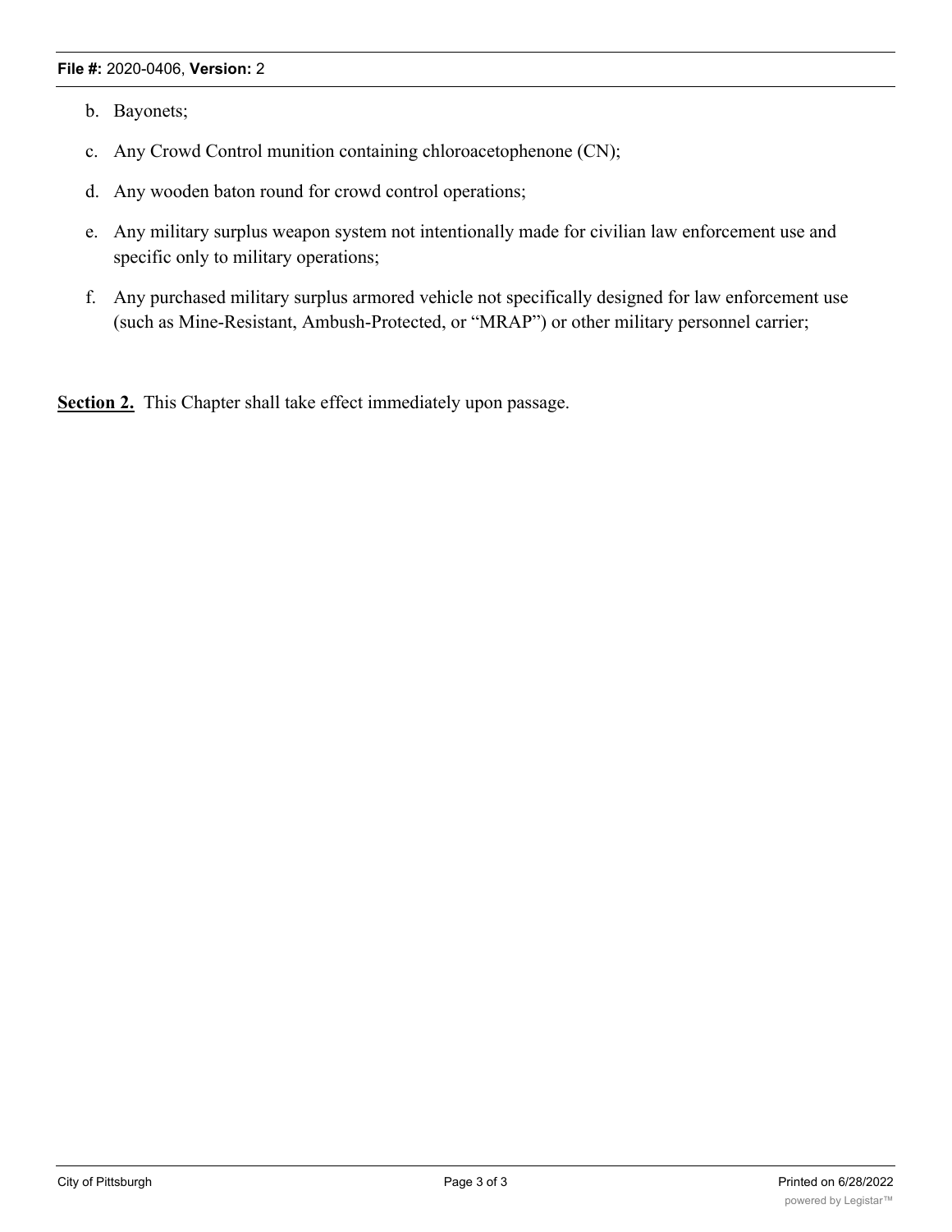b. Bayonets;

c. Any Crowd Control munition containing chloroacetophenone (CN);

d. Any wooden baton round for crowd control operations;

e. Any military surplus weapon system not intentionally made for civilian law enforcement use and specific only to military operations;

f. Any purchased military surplus armored vehicle not specifically designed for law enforcement use (such as Mine-Resistant, Ambush-Protected, or "MRAP") or other military personnel carrier;

**Section 2.** This Chapter shall take effect immediately upon passage.